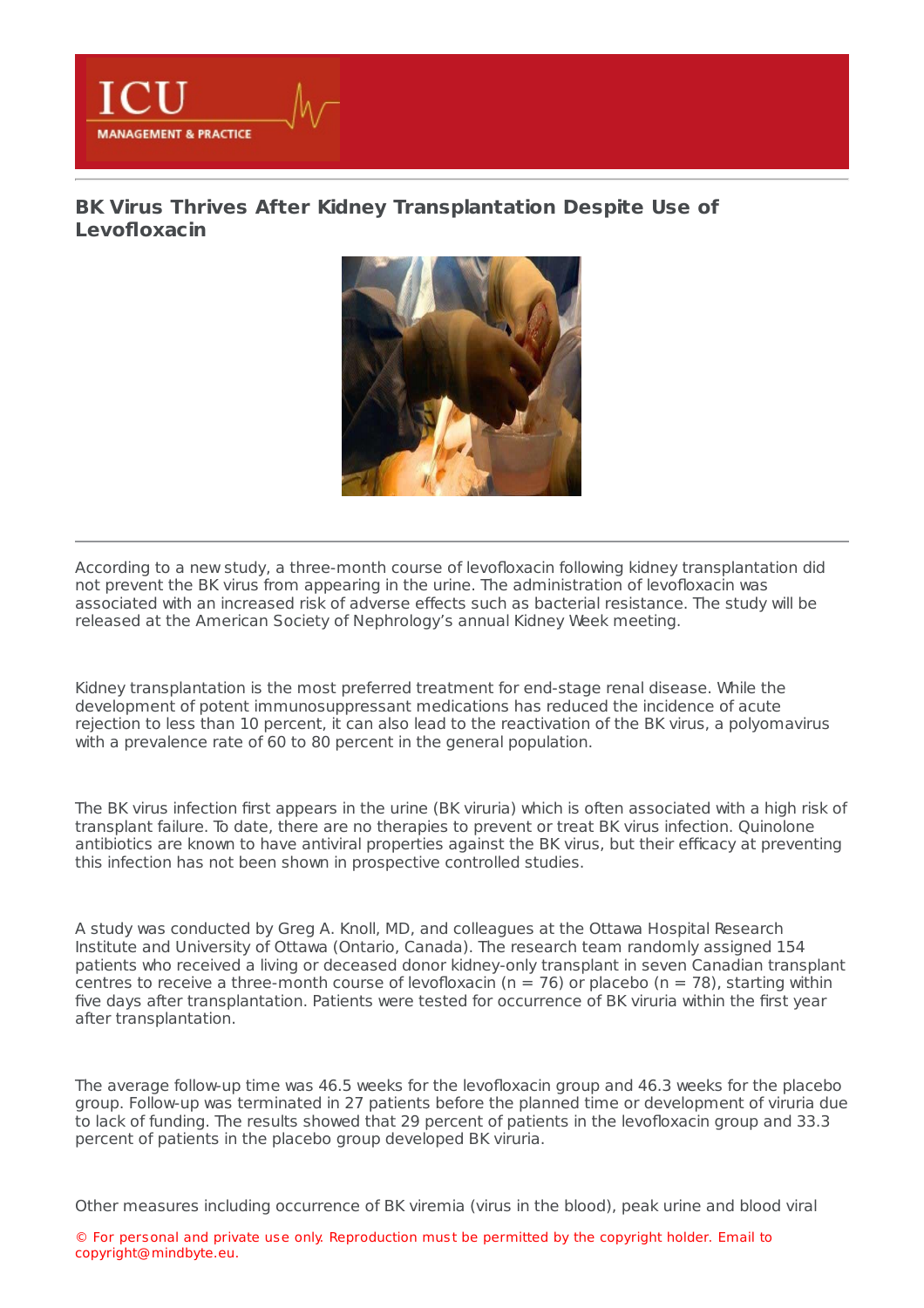# BK Virus Thrives After Kidney Transplantation Despite Use of Levofloxacin

According to a new study, a three-month course of levofloxacin following kidney transplantation did not prevent the BK virus from appearing in the urine. The administration of levofloxacin was associated with an increased risk of adverse effects such as bacterial resistance. The study will be released at the American Society of Nephrology's annual Kidney Week meeting.

Kidney transplantation is the most preferred treatment for end-stage renal disease. While the development of potent immunosuppressant medications has reduced the incidence of acute rejection to less than 10 percent, it can also lead to the reactivation of the BK virus, a polyomavirus with a prevalence rate of 60 to 80 percent in the general population.

The BK virus infection first appears in the urine (BK viruria) which is often associated with a high risk of transplant failure. To date, there are no therapies to prevent or treat BK virus infection. Quinolone antibiotics are known to have antiviral properties against the BK virus, but their efficacy at preventing this infection has not been shown in prospective controlled studies.

A study was conducted by Greg A. Knoll, MD, and colleagues at the Ottawa Hospital Research Institute and University of Ottawa (Ontario, Canada). The research team randomly assigned 154 patients who received a living or deceased donor kidney-only transplant in seven Canadian transplant centres to receive a three-month course of levofloxacin ($n = 76$) or placebo ($n = 78$), starting within five days after transplantation. Patients were tested for occurrence of BK viruria within the first year after transplantation.

The average follow-up time was 46.5 weeks for the levofloxacin group and 46.3 weeks for the placebo group. Follow-up was terminated in 27 patients before the planned time or development of viruria due to lack of funding. The results showed that 29 percent of patients in the levofloxacin group and 33.3 percent of patients in the placebo group developed BK viruria.

Other measures including occurrence of BK viremia (virus in the blood), peak urine and blood viral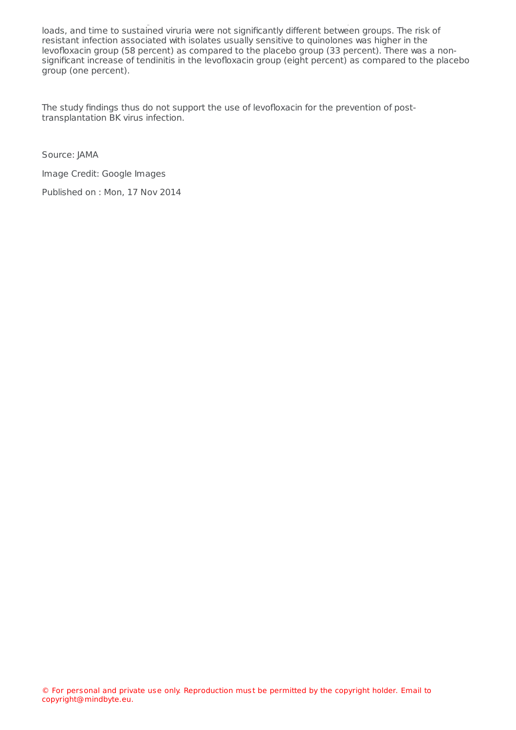loads, and time to sustained viruria were not significantly different between groups. The risk of resistant infection associated with isolates usually sensitive to quinolones was higher in the levofloxacin group (58 percent) as compared to the placebo group (33 percent). There was a non-significant increase of tendinitis in the levofloxacin group (eight percent) as compared to the placebo group (one percent).

The study findings thus do not support the use of levofloxacin for the prevention of post-transplantation BK virus infection.

Source: JAMA

Image Credit: Google Images

Published on : Mon, 17 Nov 2014

© For personal and private use only. Reproduction must be permitted by the copyright holder. Email to copyright@mindbyte.eu.